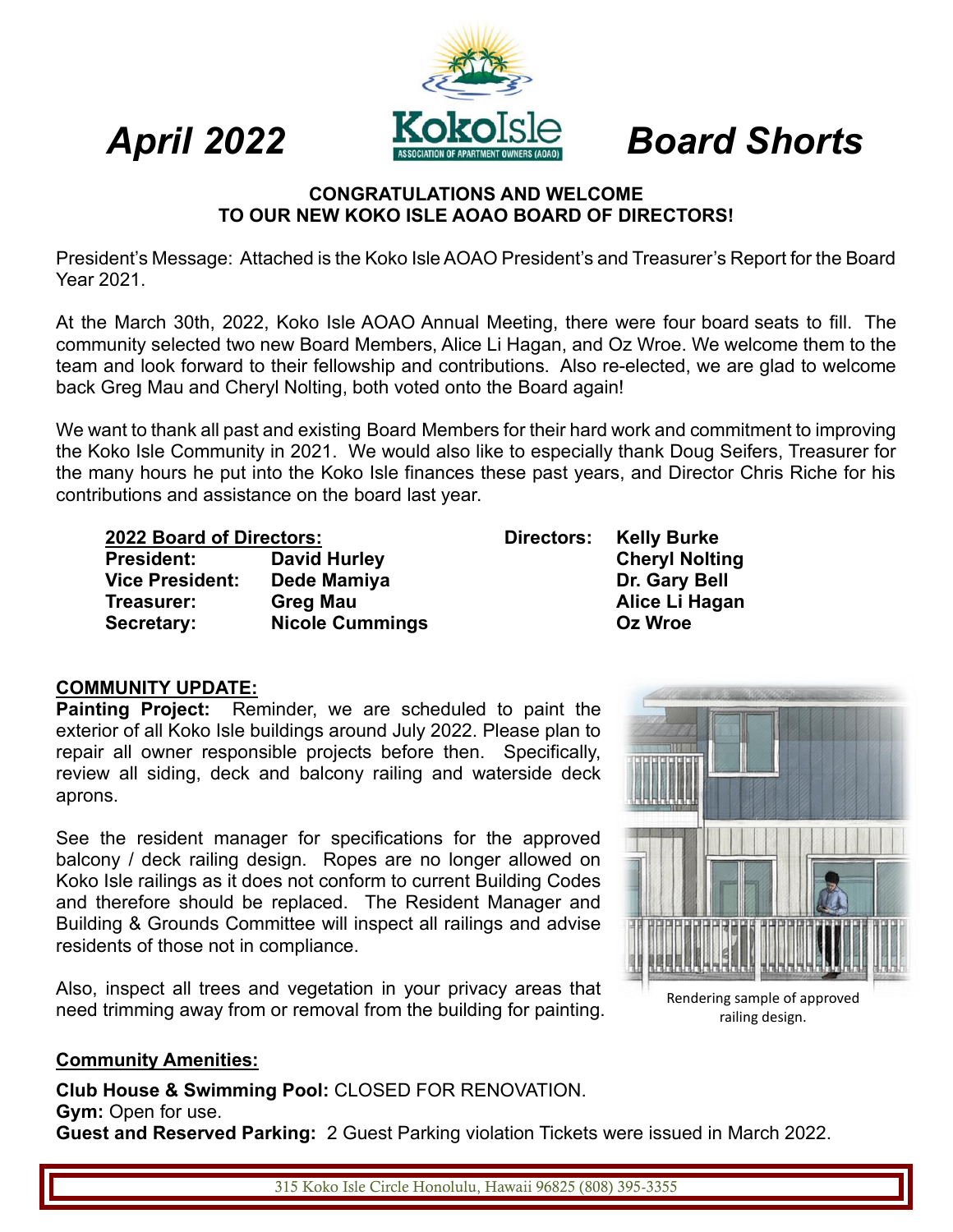# *April 2022* — *Board Shorts*

**CONGRATULATIONS AND WELCOME**
**TO OUR NEW KOKO ISLE AOAO BOARD OF DIRECTORS!**

President's Message: Attached is the Koko Isle AOAO President's and Treasurer's Report for the Board Year 2021.

At the March 30th, 2022, Koko Isle AOAO Annual Meeting, there were four board seats to fill. The community selected two new Board Members, Alice Li Hagan, and Oz Wroe. We welcome them to the team and look forward to their fellowship and contributions. Also re-elected, we are glad to welcome back Greg Mau and Cheryl Nolting, both voted onto the Board again!

We want to thank all past and existing Board Members for their hard work and commitment to improving the Koko Isle Community in 2021. We would also like to especially thank Doug Seifers, Treasurer for the many hours he put into the Koko Isle finances these past years, and Director Chris Riche for his contributions and assistance on the board last year.

**2022 Board of Directors:**

**President:** **David Hurley**
**Vice President:** **Dede Mamiya**
**Treasurer:** **Greg Mau**
**Secretary:** **Nicole Cummings**

**Directors:** **Kelly Burke**, **Cheryl Nolting**, **Dr. Gary Bell**, **Alice Li Hagan**, **Oz Wroe**

## COMMUNITY UPDATE:

**Painting Project:** Reminder, we are scheduled to paint the exterior of all Koko Isle buildings around July 2022. Please plan to repair all owner responsible projects before then. Specifically, review all siding, deck and balcony railing and waterside deck aprons.

See the resident manager for specifications for the approved balcony / deck railing design. Ropes are no longer allowed on Koko Isle railings as it does not conform to current Building Codes and therefore should be replaced. The Resident Manager and Building & Grounds Committee will inspect all railings and advise residents of those not in compliance.

Also, inspect all trees and vegetation in your privacy areas that need trimming away from or removal from the building for painting.

Rendering sample of approved railing design.

## Community Amenities:

**Club House & Swimming Pool:** CLOSED FOR RENOVATION.
**Gym:** Open for use.
**Guest and Reserved Parking:** 2 Guest Parking violation Tickets were issued in March 2022.

315 Koko Isle Circle Honolulu, Hawaii 96825 (808) 395-3355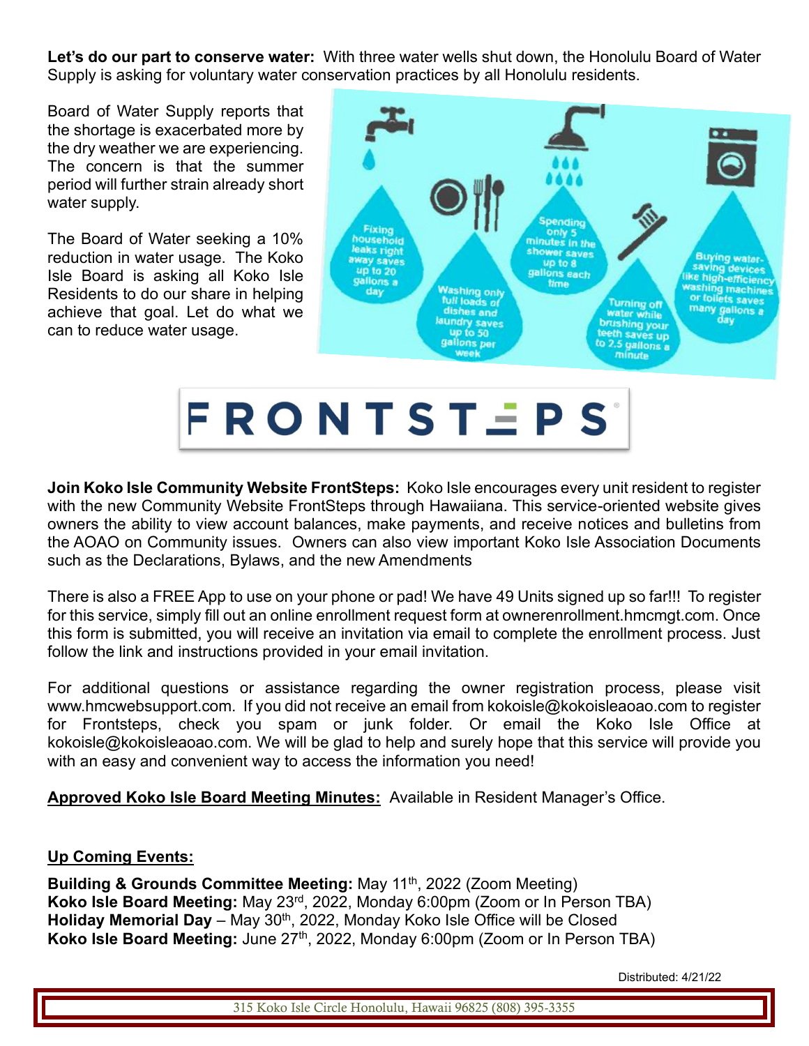**Let's do our part to conserve water:** With three water wells shut down, the Honolulu Board of Water Supply is asking for voluntary water conservation practices by all Honolulu residents.

Board of Water Supply reports that the shortage is exacerbated more by the dry weather we are experiencing. The concern is that the summer period will further strain already short water supply.

The Board of Water seeking a 10% reduction in water usage. The Koko Isle Board is asking all Koko Isle Residents to do our share in helping achieve that goal. Let do what we can to reduce water usage.

Fixing household leaks right away saves up to 20 gallons a day

Washing only full loads of dishes and laundry saves up to 50 gallons per week

Spending only 5 minutes in the shower saves up to 8 gallons each time

Turning off water while brushing your teeth saves up to 2.5 gallons a minute

Buying water-saving devices like high-efficiency washing machines or toilets saves many gallons a day

FRONTSTEPS

**Join Koko Isle Community Website FrontSteps:** Koko Isle encourages every unit resident to register with the new Community Website FrontSteps through Hawaiiana. This service-oriented website gives owners the ability to view account balances, make payments, and receive notices and bulletins from the AOAO on Community issues. Owners can also view important Koko Isle Association Documents such as the Declarations, Bylaws, and the new Amendments

There is also a FREE App to use on your phone or pad! We have 49 Units signed up so far!!! To register for this service, simply fill out an online enrollment request form at ownerenrollment.hmcmgt.com. Once this form is submitted, you will receive an invitation via email to complete the enrollment process. Just follow the link and instructions provided in your email invitation.

For additional questions or assistance regarding the owner registration process, please visit www.hmcwebsupport.com. If you did not receive an email from kokoisle@kokoisleaoao.com to register for Frontsteps, check you spam or junk folder. Or email the Koko Isle Office at kokoisle@kokoisleaoao.com. We will be glad to help and surely hope that this service will provide you with an easy and convenient way to access the information you need!

**Approved Koko Isle Board Meeting Minutes:** Available in Resident Manager's Office.

**Up Coming Events:**

**Building & Grounds Committee Meeting:** May 11th, 2022 (Zoom Meeting)
**Koko Isle Board Meeting:** May 23rd, 2022, Monday 6:00pm (Zoom or In Person TBA)
**Holiday Memorial Day** – May 30th, 2022, Monday Koko Isle Office will be Closed
**Koko Isle Board Meeting:** June 27th, 2022, Monday 6:00pm (Zoom or In Person TBA)

Distributed: 4/21/22

315 Koko Isle Circle Honolulu, Hawaii 96825 (808) 395-3355